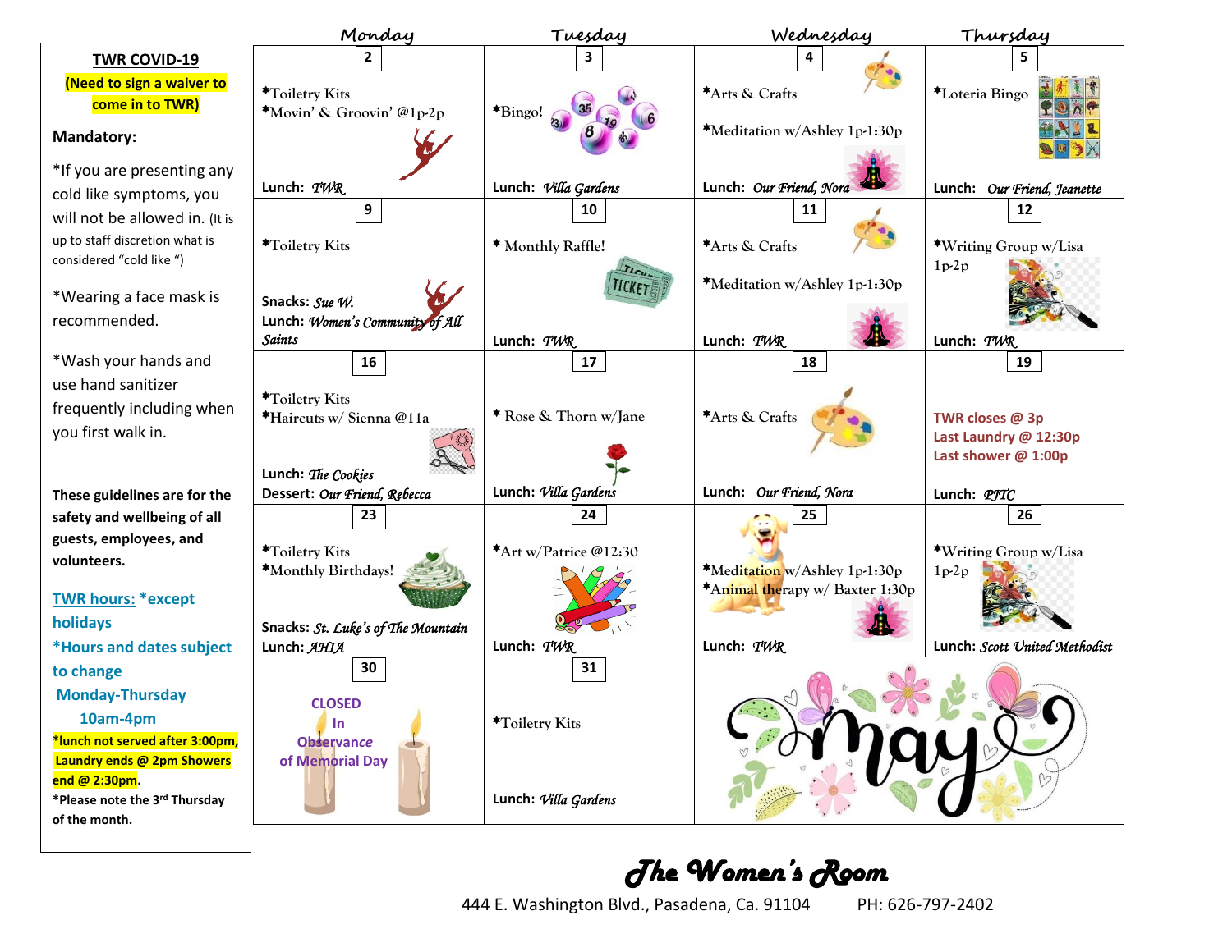**TWR COVID-19**
**(Need to sign a waiver to come in to TWR)**

**Mandatory:**

*If you are presenting any cold like symptoms, you will not be allowed in. (It is up to staff discretion what is considered "cold like ")

*Wearing a face mask is recommended.

*Wash your hands and use hand sanitizer frequently including when you first walk in.

**These guidelines are for the safety and wellbeing of all guests, employees, and volunteers.**

**TWR hours: *except holidays**
***Hours and dates subject to change**
**Monday-Thursday 10am-4pm**
***lunch not served after 3:00pm, Laundry ends @ 2pm Showers end @ 2:30pm.**
***Please note the 3rd Thursday of the month.**

| Monday | Tuesday | Wednesday | Thursday |
|---|---|---|---|
| **2**<br>*Toiletry Kits<br>*Movin' & Groovin' @1p-2p<br>Lunch: *TWR* | **3**<br>*Bingo!<br>Lunch: *Villa Gardens* | **4**<br>*Arts & Crafts<br>*Meditation w/Ashley 1p-1:30p<br>Lunch: *Our Friend, Nora* | **5**<br>*Loteria Bingo<br>Lunch: *Our Friend, Jeanette* |
| **9**<br>*Toiletry Kits<br>Snacks: *Sue W.*<br>Lunch: *Women's Community of All Saints* | **10**<br>* Monthly Raffle!<br>Lunch: *TWR* | **11**<br>*Arts & Crafts<br>*Meditation w/Ashley 1p-1:30p<br>Lunch: *TWR* | **12**<br>*Writing Group w/Lisa 1p-2p<br>Lunch: *TWR* |
| **16**<br>*Toiletry Kits<br>*Haircuts w/ Sienna @11a<br>Lunch: *The Cookies*<br>Dessert: *Our Friend, Rebecca* | **17**<br>* Rose & Thorn w/Jane<br>Lunch: *Villa Gardens* | **18**<br>*Arts & Crafts<br>Lunch: *Our Friend, Nora* | **19**<br>**TWR closes @ 3p**<br>**Last Laundry @ 12:30p**<br>**Last shower @ 1:00p**<br>Lunch: *PFTC* |
| **23**<br>*Toiletry Kits<br>*Monthly Birthdays!<br>Snacks: *St. Luke's of The Mountain*<br>Lunch: *AHJA* | **24**<br>*Art w/Patrice @12:30<br>Lunch: *TWR* | **25**<br>*Meditation w/Ashley 1p-1:30p<br>*Animal therapy w/ Baxter 1:30p<br>Lunch: *TWR* | **26**<br>*Writing Group w/Lisa 1p-2p<br>Lunch: *Scott United Methodist* |
| **30**<br>**CLOSED In Observance of Memorial Day** | **31**<br>*Toiletry Kits<br>Lunch: *Villa Gardens* | May | |

***The Women's Room***

444 E. Washington Blvd., Pasadena, Ca. 91104 PH: 626-797-2402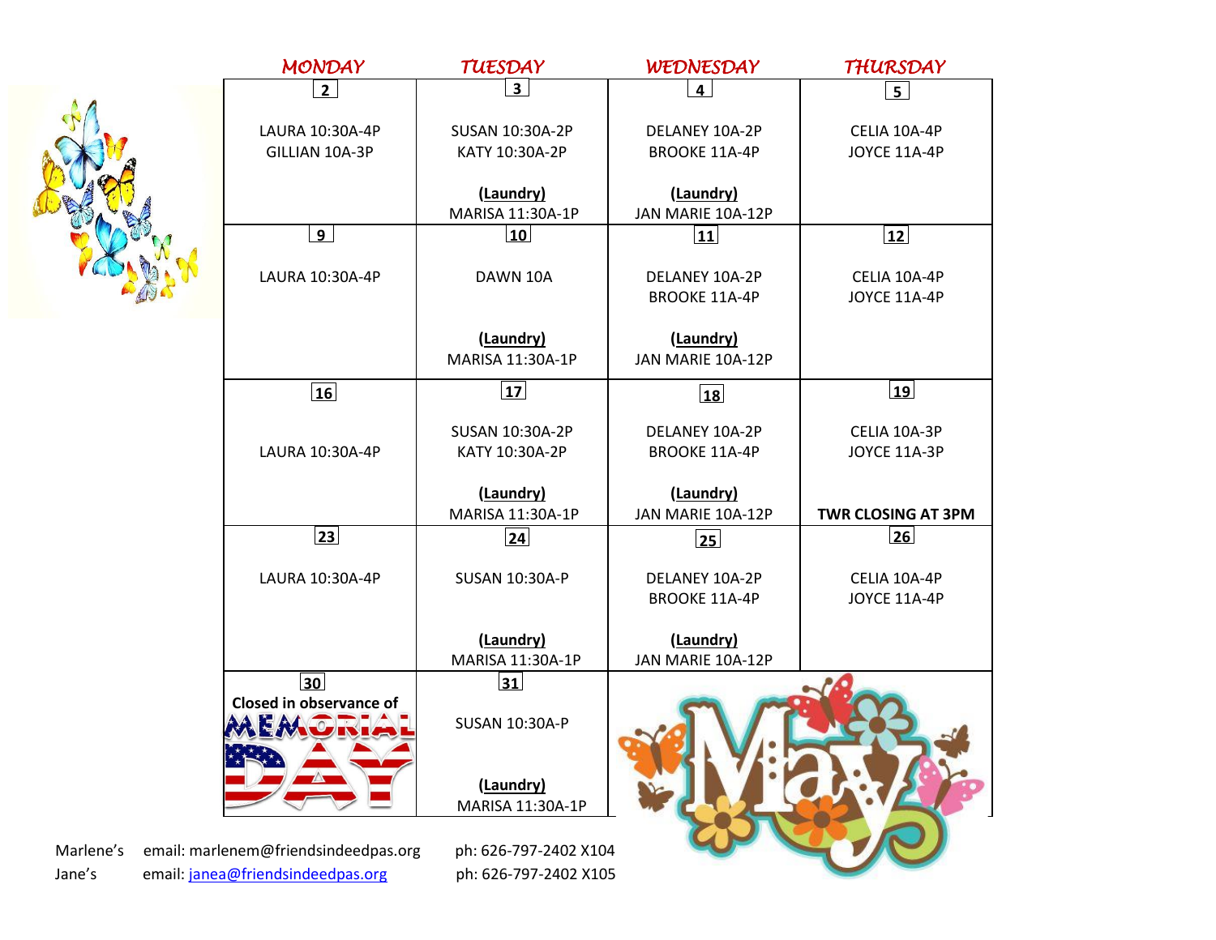| MONDAY | TUESDAY | WEDNESDAY | THURSDAY |
|---|---|---|---|
| 2<br>LAURA 10:30A-4P<br>GILLIAN 10A-3P | 3<br>SUSAN 10:30A-2P<br>KATY 10:30A-2P<br>**(Laundry)**<br>MARISA 11:30A-1P | 4<br>DELANEY 10A-2P<br>BROOKE 11A-4P<br>**(Laundry)**<br>JAN MARIE 10A-12P | 5<br>CELIA 10A-4P<br>JOYCE 11A-4P |
| 9<br>LAURA 10:30A-4P | 10<br>DAWN 10A<br>**(Laundry)**<br>MARISA 11:30A-1P | 11<br>DELANEY 10A-2P<br>BROOKE 11A-4P<br>**(Laundry)**<br>JAN MARIE 10A-12P | 12<br>CELIA 10A-4P<br>JOYCE 11A-4P |
| 16<br>LAURA 10:30A-4P | 17<br>SUSAN 10:30A-2P<br>KATY 10:30A-2P<br>**(Laundry)**<br>MARISA 11:30A-1P | 18<br>DELANEY 10A-2P<br>BROOKE 11A-4P<br>**(Laundry)**<br>JAN MARIE 10A-12P | 19<br>CELIA 10A-3P<br>JOYCE 11A-3P<br>**TWR CLOSING AT 3PM** |
| 23<br>LAURA 10:30A-4P | 24<br>SUSAN 10:30A-P<br>**(Laundry)**<br>MARISA 11:30A-1P | 25<br>DELANEY 10A-2P<br>BROOKE 11A-4P<br>**(Laundry)**<br>JAN MARIE 10A-12P | 26<br>CELIA 10A-4P<br>JOYCE 11A-4P |
| 30<br>**Closed in observance of**<br>MEMORIAL DAY | 31<br>SUSAN 10:30A-P<br>**(Laundry)**<br>MARISA 11:30A-1P | May | |

Marlene's email: marlenem@friendsindeedpas.org ph: 626-797-2402 X104

Jane's email: janea@friendsindeedpas.org ph: 626-797-2402 X105